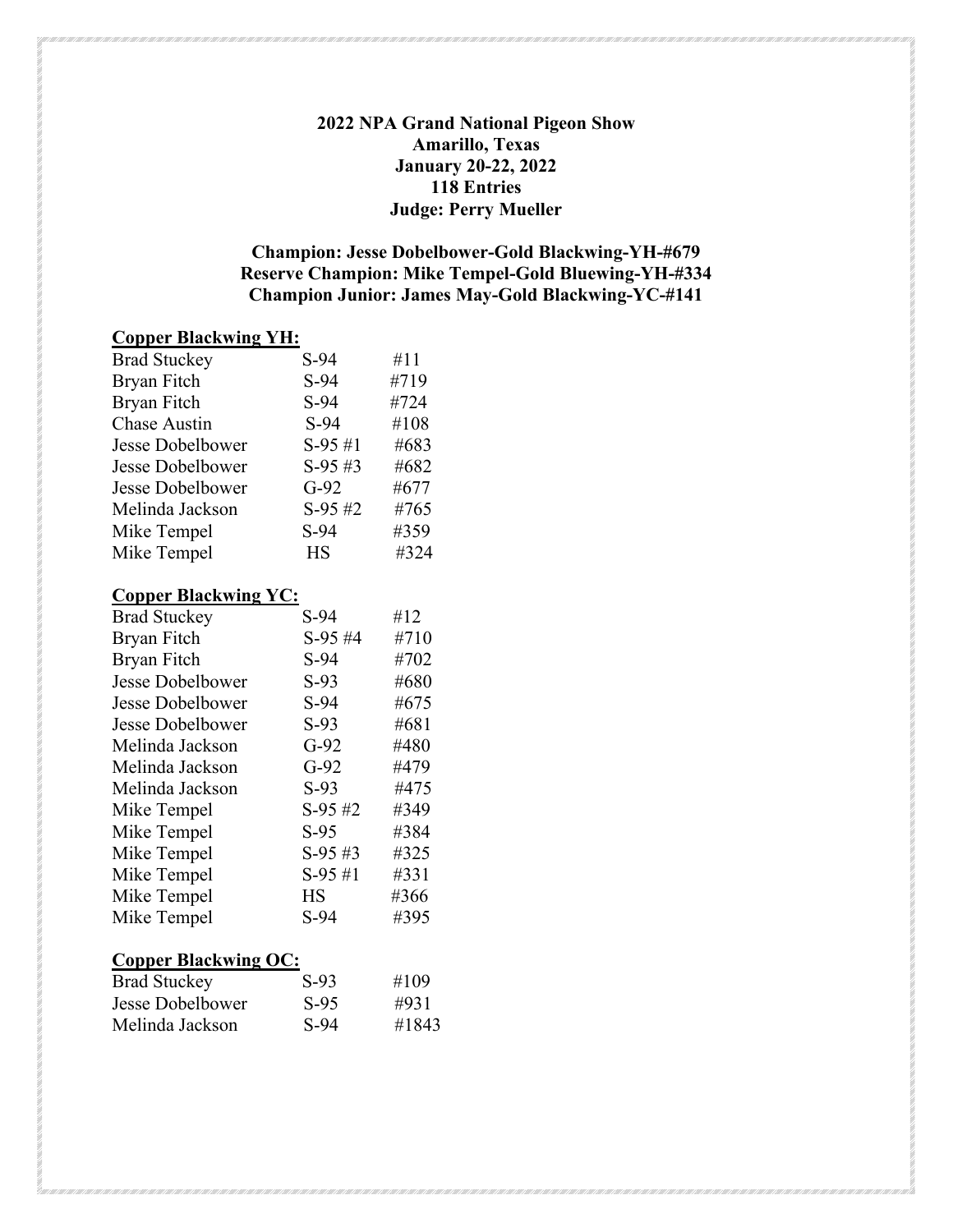**2022 NPA Grand National Pigeon Show**
**Amarillo, Texas**
**January 20-22, 2022**
**118 Entries**
**Judge: Perry Mueller**

**Champion: Jesse Dobelbower-Gold Blackwing-YH-#679**
**Reserve Champion: Mike Tempel-Gold Bluewing-YH-#334**
**Champion Junior: James May-Gold Blackwing-YC-#141**

**Copper Blackwing YH:**

| | | |
|---|---|---|
| Brad Stuckey | S-94 | #11 |
| Bryan Fitch | S-94 | #719 |
| Bryan Fitch | S-94 | #724 |
| Chase Austin | S-94 | #108 |
| Jesse Dobelbower | S-95 #1 | #683 |
| Jesse Dobelbower | S-95 #3 | #682 |
| Jesse Dobelbower | G-92 | #677 |
| Melinda Jackson | S-95 #2 | #765 |
| Mike Tempel | S-94 | #359 |
| Mike Tempel | HS | #324 |

**Copper Blackwing YC:**

| | | |
|---|---|---|
| Brad Stuckey | S-94 | #12 |
| Bryan Fitch | S-95 #4 | #710 |
| Bryan Fitch | S-94 | #702 |
| Jesse Dobelbower | S-93 | #680 |
| Jesse Dobelbower | S-94 | #675 |
| Jesse Dobelbower | S-93 | #681 |
| Melinda Jackson | G-92 | #480 |
| Melinda Jackson | G-92 | #479 |
| Melinda Jackson | S-93 | #475 |
| Mike Tempel | S-95 #2 | #349 |
| Mike Tempel | S-95 | #384 |
| Mike Tempel | S-95 #3 | #325 |
| Mike Tempel | S-95 #1 | #331 |
| Mike Tempel | HS | #366 |
| Mike Tempel | S-94 | #395 |

**Copper Blackwing OC:**

| | | |
|---|---|---|
| Brad Stuckey | S-93 | #109 |
| Jesse Dobelbower | S-95 | #931 |
| Melinda Jackson | S-94 | #1843 |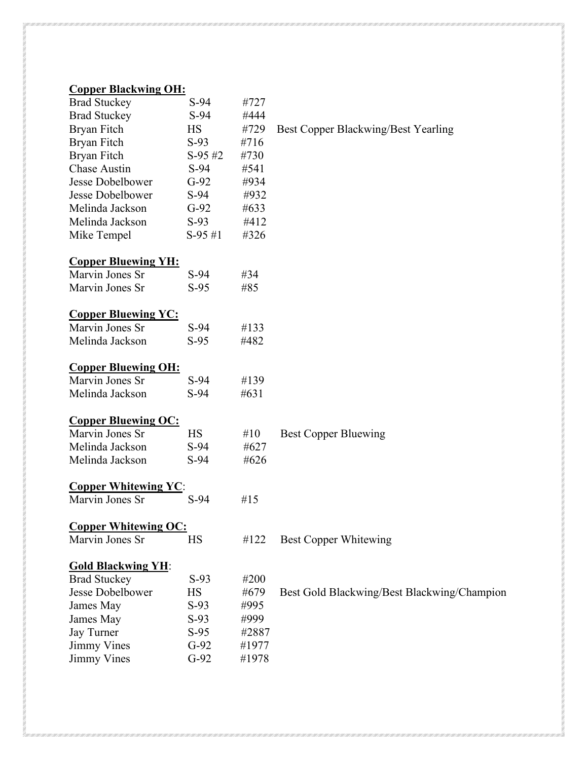**Copper Blackwing OH:**

| | | | |
|---|---|---|---|
| Brad Stuckey | S-94 | #727 | |
| Brad Stuckey | S-94 | #444 | |
| Bryan Fitch | HS | #729 | Best Copper Blackwing/Best Yearling |
| Bryan Fitch | S-93 | #716 | |
| Bryan Fitch | S-95 #2 | #730 | |
| Chase Austin | S-94 | #541 | |
| Jesse Dobelbower | G-92 | #934 | |
| Jesse Dobelbower | S-94 | #932 | |
| Melinda Jackson | G-92 | #633 | |
| Melinda Jackson | S-93 | #412 | |
| Mike Tempel | S-95 #1 | #326 | |

**Copper Bluewing YH:**

| | | |
|---|---|---|
| Marvin Jones Sr | S-94 | #34 |
| Marvin Jones Sr | S-95 | #85 |

**Copper Bluewing YC:**

| | | |
|---|---|---|
| Marvin Jones Sr | S-94 | #133 |
| Melinda Jackson | S-95 | #482 |

**Copper Bluewing OH:**

| | | |
|---|---|---|
| Marvin Jones Sr | S-94 | #139 |
| Melinda Jackson | S-94 | #631 |

**Copper Bluewing OC:**

| | | | |
|---|---|---|---|
| Marvin Jones Sr | HS | #10 | Best Copper Bluewing |
| Melinda Jackson | S-94 | #627 | |
| Melinda Jackson | S-94 | #626 | |

**Copper Whitewing YC**:

| | | |
|---|---|---|
| Marvin Jones Sr | S-94 | #15 |

**Copper Whitewing OC:**

| | | | |
|---|---|---|---|
| Marvin Jones Sr | HS | #122 | Best Copper Whitewing |

**Gold Blackwing YH**:

| | | | |
|---|---|---|---|
| Brad Stuckey | S-93 | #200 | |
| Jesse Dobelbower | HS | #679 | Best Gold Blackwing/Best Blackwing/Champion |
| James May | S-93 | #995 | |
| James May | S-93 | #999 | |
| Jay Turner | S-95 | #2887 | |
| Jimmy Vines | G-92 | #1977 | |
| Jimmy Vines | G-92 | #1978 | |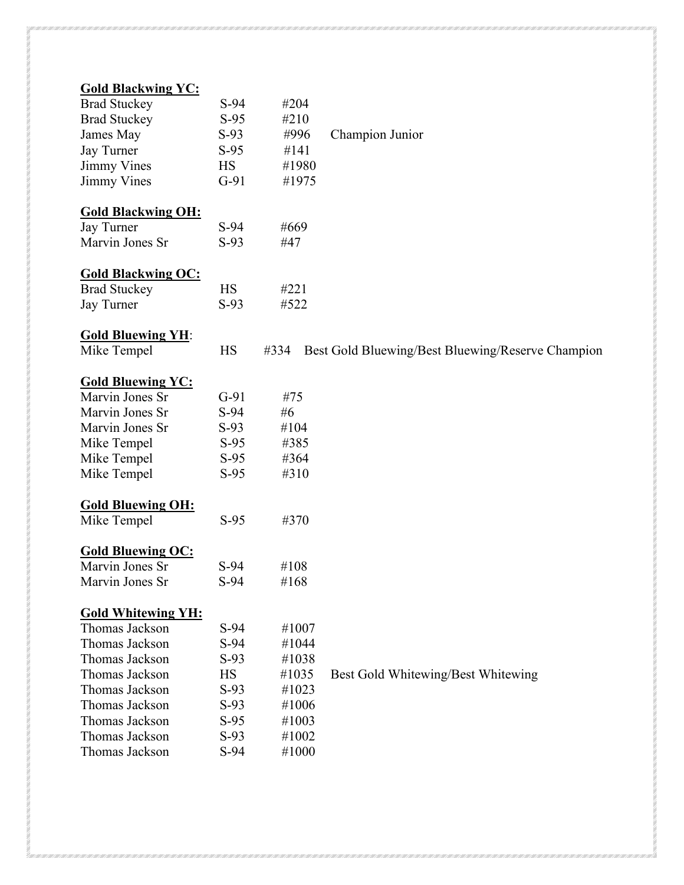**Gold Blackwing YC:**

| | | | |
|---|---|---|---|
| Brad Stuckey | S-94 | #204 | |
| Brad Stuckey | S-95 | #210 | |
| James May | S-93 | #996 | Champion Junior |
| Jay Turner | S-95 | #141 | |
| Jimmy Vines | HS | #1980 | |
| Jimmy Vines | G-91 | #1975 | |

**Gold Blackwing OH:**

| | | |
|---|---|---|
| Jay Turner | S-94 | #669 |
| Marvin Jones Sr | S-93 | #47 |

**Gold Blackwing OC:**

| | | |
|---|---|---|
| Brad Stuckey | HS | #221 |
| Jay Turner | S-93 | #522 |

**Gold Bluewing YH**:

| | | | |
|---|---|---|---|
| Mike Tempel | HS | #334 | Best Gold Bluewing/Best Bluewing/Reserve Champion |

**Gold Bluewing YC:**

| | | |
|---|---|---|
| Marvin Jones Sr | G-91 | #75 |
| Marvin Jones Sr | S-94 | #6 |
| Marvin Jones Sr | S-93 | #104 |
| Mike Tempel | S-95 | #385 |
| Mike Tempel | S-95 | #364 |
| Mike Tempel | S-95 | #310 |

**Gold Bluewing OH:**

| | | |
|---|---|---|
| Mike Tempel | S-95 | #370 |

**Gold Bluewing OC:**

| | | |
|---|---|---|
| Marvin Jones Sr | S-94 | #108 |
| Marvin Jones Sr | S-94 | #168 |

**Gold Whitewing YH:**

| | | | |
|---|---|---|---|
| Thomas Jackson | S-94 | #1007 | |
| Thomas Jackson | S-94 | #1044 | |
| Thomas Jackson | S-93 | #1038 | |
| Thomas Jackson | HS | #1035 | Best Gold Whitewing/Best Whitewing |
| Thomas Jackson | S-93 | #1023 | |
| Thomas Jackson | S-93 | #1006 | |
| Thomas Jackson | S-95 | #1003 | |
| Thomas Jackson | S-93 | #1002 | |
| Thomas Jackson | S-94 | #1000 | |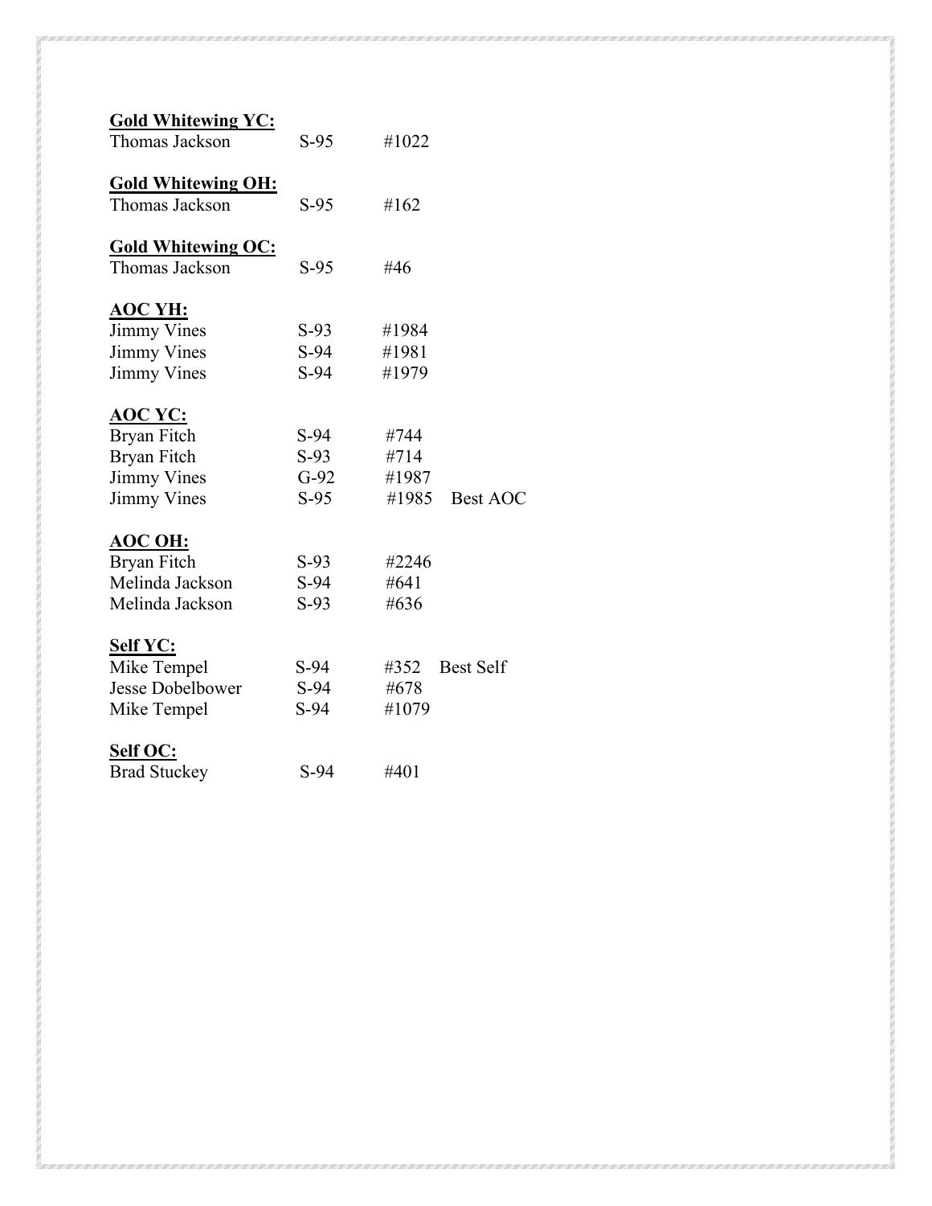**Gold Whitewing YC:**

| | | | |
|---|---|---|---|
| Thomas Jackson | S-95 | #1022 | |

**Gold Whitewing OH:**

| | | | |
|---|---|---|---|
| Thomas Jackson | S-95 | #162 | |

**Gold Whitewing OC:**

| | | | |
|---|---|---|---|
| Thomas Jackson | S-95 | #46 | |

**AOC YH:**

| | | | |
|---|---|---|---|
| Jimmy Vines | S-93 | #1984 | |
| Jimmy Vines | S-94 | #1981 | |
| Jimmy Vines | S-94 | #1979 | |

**AOC YC:**

| | | | |
|---|---|---|---|
| Bryan Fitch | S-94 | #744 | |
| Bryan Fitch | S-93 | #714 | |
| Jimmy Vines | G-92 | #1987 | |
| Jimmy Vines | S-95 | #1985 | Best AOC |

**AOC OH:**

| | | | |
|---|---|---|---|
| Bryan Fitch | S-93 | #2246 | |
| Melinda Jackson | S-94 | #641 | |
| Melinda Jackson | S-93 | #636 | |

**Self YC:**

| | | | |
|---|---|---|---|
| Mike Tempel | S-94 | #352 | Best Self |
| Jesse Dobelbower | S-94 | #678 | |
| Mike Tempel | S-94 | #1079 | |

**Self OC:**

| | | | |
|---|---|---|---|
| Brad Stuckey | S-94 | #401 | |